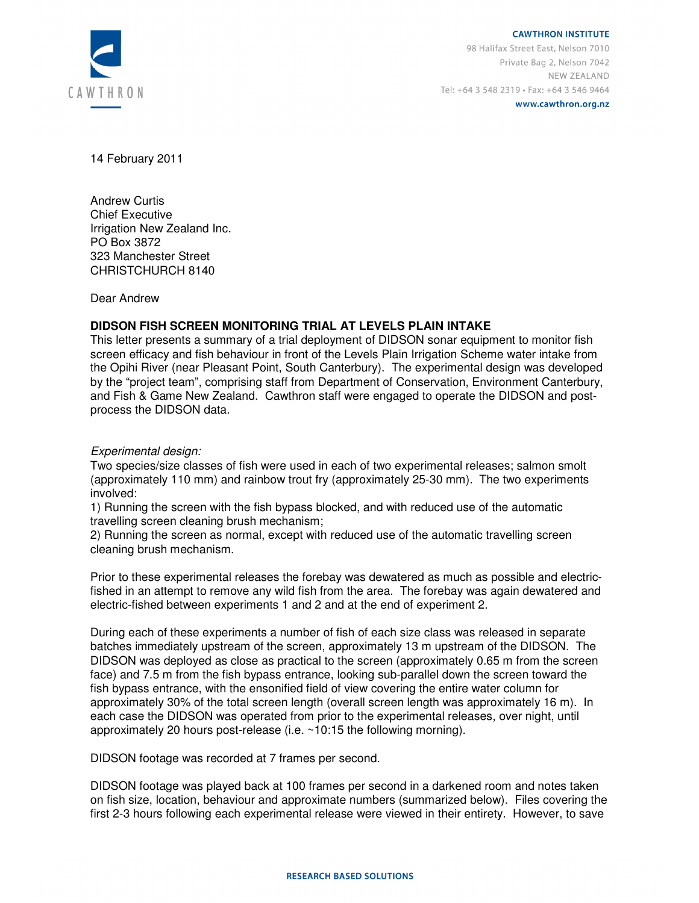CAWTHRON

**CAWTHRON INSTITUTE**
98 Halifax Street East, Nelson 7010
Private Bag 2, Nelson 7042
NEW ZEALAND
Tel: +64 3 548 2319 • Fax: +64 3 546 9464
www.cawthron.org.nz

14 February 2011

Andrew Curtis
Chief Executive
Irrigation New Zealand Inc.
PO Box 3872
323 Manchester Street
CHRISTCHURCH 8140

Dear Andrew

**DIDSON FISH SCREEN MONITORING TRIAL AT LEVELS PLAIN INTAKE**

This letter presents a summary of a trial deployment of DIDSON sonar equipment to monitor fish screen efficacy and fish behaviour in front of the Levels Plain Irrigation Scheme water intake from the Opihi River (near Pleasant Point, South Canterbury). The experimental design was developed by the "project team", comprising staff from Department of Conservation, Environment Canterbury, and Fish & Game New Zealand. Cawthron staff were engaged to operate the DIDSON and post-process the DIDSON data.

*Experimental design:*

Two species/size classes of fish were used in each of two experimental releases; salmon smolt (approximately 110 mm) and rainbow trout fry (approximately 25-30 mm). The two experiments involved:

1) Running the screen with the fish bypass blocked, and with reduced use of the automatic travelling screen cleaning brush mechanism;

2) Running the screen as normal, except with reduced use of the automatic travelling screen cleaning brush mechanism.

Prior to these experimental releases the forebay was dewatered as much as possible and electric-fished in an attempt to remove any wild fish from the area. The forebay was again dewatered and electric-fished between experiments 1 and 2 and at the end of experiment 2.

During each of these experiments a number of fish of each size class was released in separate batches immediately upstream of the screen, approximately 13 m upstream of the DIDSON. The DIDSON was deployed as close as practical to the screen (approximately 0.65 m from the screen face) and 7.5 m from the fish bypass entrance, looking sub-parallel down the screen toward the fish bypass entrance, with the ensonified field of view covering the entire water column for approximately 30% of the total screen length (overall screen length was approximately 16 m). In each case the DIDSON was operated from prior to the experimental releases, over night, until approximately 20 hours post-release (i.e. ~10:15 the following morning).

DIDSON footage was recorded at 7 frames per second.

DIDSON footage was played back at 100 frames per second in a darkened room and notes taken on fish size, location, behaviour and approximate numbers (summarized below). Files covering the first 2-3 hours following each experimental release were viewed in their entirety. However, to save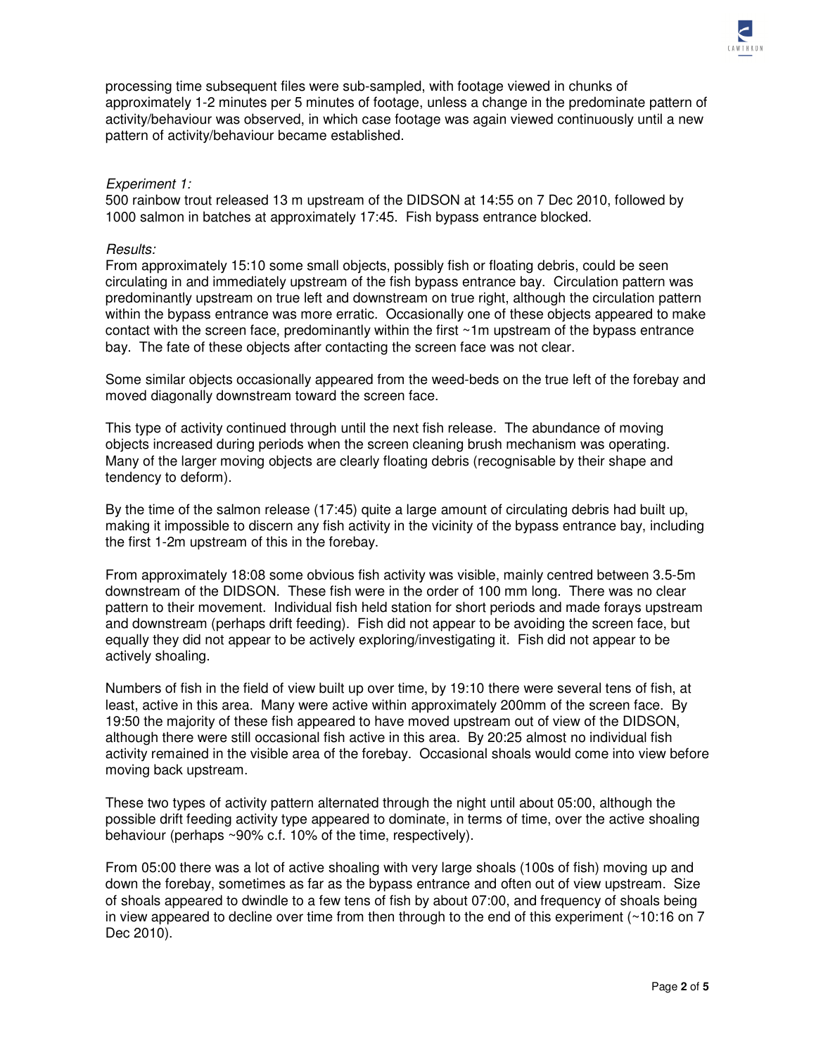processing time subsequent files were sub-sampled, with footage viewed in chunks of approximately 1-2 minutes per 5 minutes of footage, unless a change in the predominate pattern of activity/behaviour was observed, in which case footage was again viewed continuously until a new pattern of activity/behaviour became established.

*Experiment 1:*
500 rainbow trout released 13 m upstream of the DIDSON at 14:55 on 7 Dec 2010, followed by 1000 salmon in batches at approximately 17:45. Fish bypass entrance blocked.

*Results:*
From approximately 15:10 some small objects, possibly fish or floating debris, could be seen circulating in and immediately upstream of the fish bypass entrance bay. Circulation pattern was predominantly upstream on true left and downstream on true right, although the circulation pattern within the bypass entrance was more erratic. Occasionally one of these objects appeared to make contact with the screen face, predominantly within the first ~1m upstream of the bypass entrance bay. The fate of these objects after contacting the screen face was not clear.

Some similar objects occasionally appeared from the weed-beds on the true left of the forebay and moved diagonally downstream toward the screen face.

This type of activity continued through until the next fish release. The abundance of moving objects increased during periods when the screen cleaning brush mechanism was operating. Many of the larger moving objects are clearly floating debris (recognisable by their shape and tendency to deform).

By the time of the salmon release (17:45) quite a large amount of circulating debris had built up, making it impossible to discern any fish activity in the vicinity of the bypass entrance bay, including the first 1-2m upstream of this in the forebay.

From approximately 18:08 some obvious fish activity was visible, mainly centred between 3.5-5m downstream of the DIDSON. These fish were in the order of 100 mm long. There was no clear pattern to their movement. Individual fish held station for short periods and made forays upstream and downstream (perhaps drift feeding). Fish did not appear to be avoiding the screen face, but equally they did not appear to be actively exploring/investigating it. Fish did not appear to be actively shoaling.

Numbers of fish in the field of view built up over time, by 19:10 there were several tens of fish, at least, active in this area. Many were active within approximately 200mm of the screen face. By 19:50 the majority of these fish appeared to have moved upstream out of view of the DIDSON, although there were still occasional fish active in this area. By 20:25 almost no individual fish activity remained in the visible area of the forebay. Occasional shoals would come into view before moving back upstream.

These two types of activity pattern alternated through the night until about 05:00, although the possible drift feeding activity type appeared to dominate, in terms of time, over the active shoaling behaviour (perhaps ~90% c.f. 10% of the time, respectively).

From 05:00 there was a lot of active shoaling with very large shoals (100s of fish) moving up and down the forebay, sometimes as far as the bypass entrance and often out of view upstream. Size of shoals appeared to dwindle to a few tens of fish by about 07:00, and frequency of shoals being in view appeared to decline over time from then through to the end of this experiment (~10:16 on 7 Dec 2010).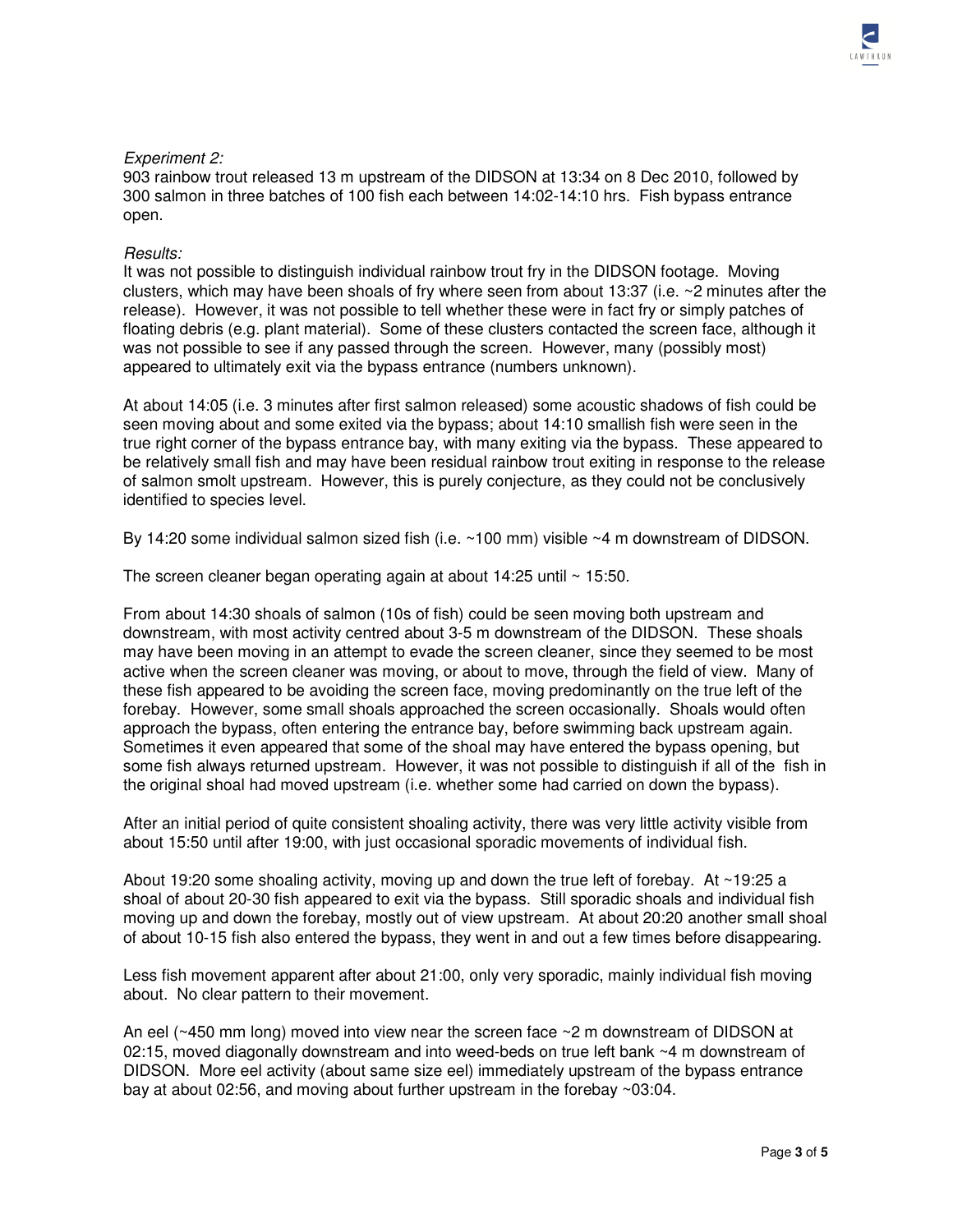*Experiment 2:*
903 rainbow trout released 13 m upstream of the DIDSON at 13:34 on 8 Dec 2010, followed by 300 salmon in three batches of 100 fish each between 14:02-14:10 hrs. Fish bypass entrance open.

*Results:*
It was not possible to distinguish individual rainbow trout fry in the DIDSON footage. Moving clusters, which may have been shoals of fry where seen from about 13:37 (i.e. ~2 minutes after the release). However, it was not possible to tell whether these were in fact fry or simply patches of floating debris (e.g. plant material). Some of these clusters contacted the screen face, although it was not possible to see if any passed through the screen. However, many (possibly most) appeared to ultimately exit via the bypass entrance (numbers unknown).

At about 14:05 (i.e. 3 minutes after first salmon released) some acoustic shadows of fish could be seen moving about and some exited via the bypass; about 14:10 smallish fish were seen in the true right corner of the bypass entrance bay, with many exiting via the bypass. These appeared to be relatively small fish and may have been residual rainbow trout exiting in response to the release of salmon smolt upstream. However, this is purely conjecture, as they could not be conclusively identified to species level.

By 14:20 some individual salmon sized fish (i.e. ~100 mm) visible ~4 m downstream of DIDSON.

The screen cleaner began operating again at about 14:25 until ~ 15:50.

From about 14:30 shoals of salmon (10s of fish) could be seen moving both upstream and downstream, with most activity centred about 3-5 m downstream of the DIDSON. These shoals may have been moving in an attempt to evade the screen cleaner, since they seemed to be most active when the screen cleaner was moving, or about to move, through the field of view. Many of these fish appeared to be avoiding the screen face, moving predominantly on the true left of the forebay. However, some small shoals approached the screen occasionally. Shoals would often approach the bypass, often entering the entrance bay, before swimming back upstream again. Sometimes it even appeared that some of the shoal may have entered the bypass opening, but some fish always returned upstream. However, it was not possible to distinguish if all of the fish in the original shoal had moved upstream (i.e. whether some had carried on down the bypass).

After an initial period of quite consistent shoaling activity, there was very little activity visible from about 15:50 until after 19:00, with just occasional sporadic movements of individual fish.

About 19:20 some shoaling activity, moving up and down the true left of forebay. At ~19:25 a shoal of about 20-30 fish appeared to exit via the bypass. Still sporadic shoals and individual fish moving up and down the forebay, mostly out of view upstream. At about 20:20 another small shoal of about 10-15 fish also entered the bypass, they went in and out a few times before disappearing.

Less fish movement apparent after about 21:00, only very sporadic, mainly individual fish moving about. No clear pattern to their movement.

An eel (~450 mm long) moved into view near the screen face ~2 m downstream of DIDSON at 02:15, moved diagonally downstream and into weed-beds on true left bank ~4 m downstream of DIDSON. More eel activity (about same size eel) immediately upstream of the bypass entrance bay at about 02:56, and moving about further upstream in the forebay ~03:04.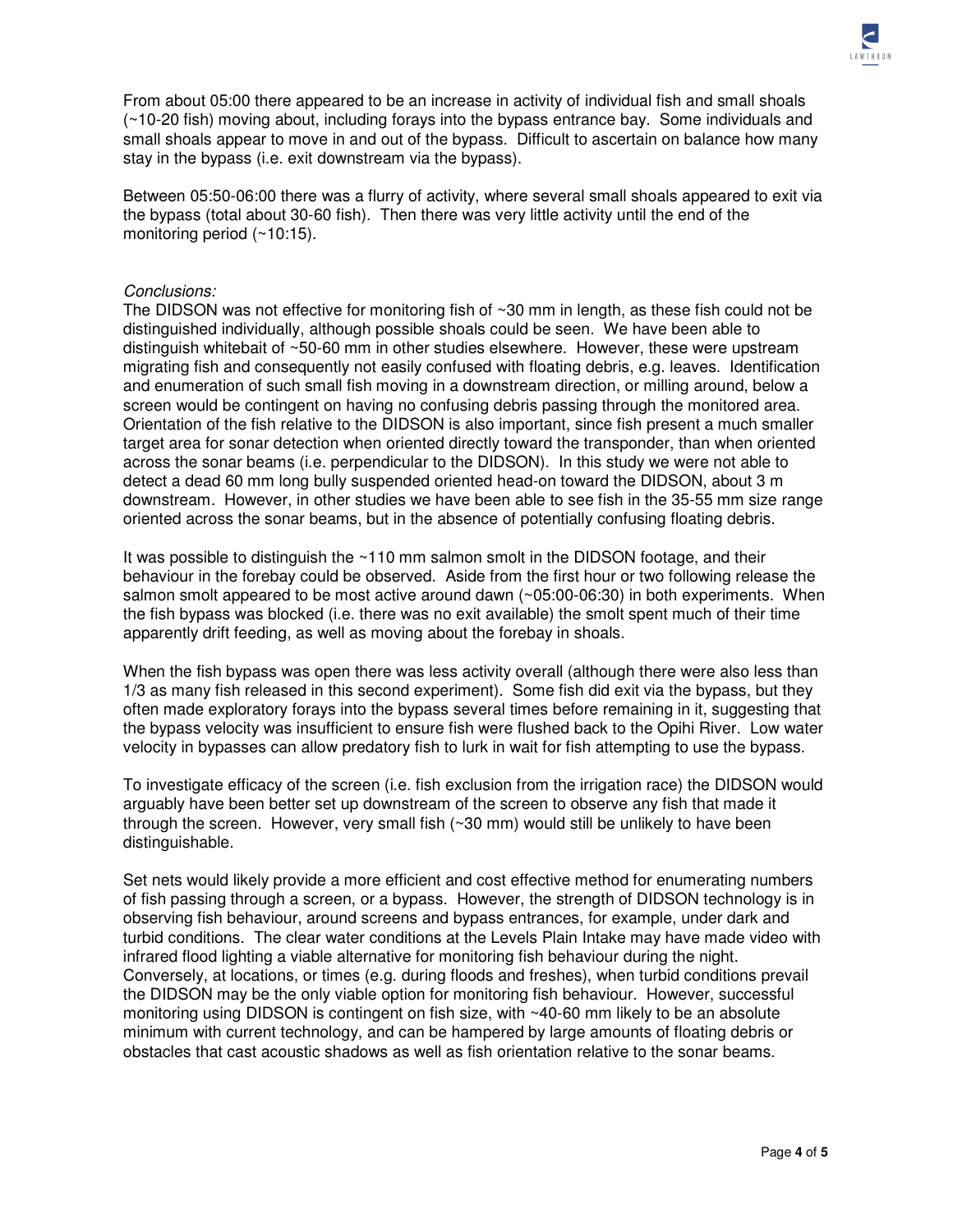From about 05:00 there appeared to be an increase in activity of individual fish and small shoals (~10-20 fish) moving about, including forays into the bypass entrance bay. Some individuals and small shoals appear to move in and out of the bypass. Difficult to ascertain on balance how many stay in the bypass (i.e. exit downstream via the bypass).

Between 05:50-06:00 there was a flurry of activity, where several small shoals appeared to exit via the bypass (total about 30-60 fish). Then there was very little activity until the end of the monitoring period (~10:15).

*Conclusions:*

The DIDSON was not effective for monitoring fish of ~30 mm in length, as these fish could not be distinguished individually, although possible shoals could be seen. We have been able to distinguish whitebait of ~50-60 mm in other studies elsewhere. However, these were upstream migrating fish and consequently not easily confused with floating debris, e.g. leaves. Identification and enumeration of such small fish moving in a downstream direction, or milling around, below a screen would be contingent on having no confusing debris passing through the monitored area. Orientation of the fish relative to the DIDSON is also important, since fish present a much smaller target area for sonar detection when oriented directly toward the transponder, than when oriented across the sonar beams (i.e. perpendicular to the DIDSON). In this study we were not able to detect a dead 60 mm long bully suspended oriented head-on toward the DIDSON, about 3 m downstream. However, in other studies we have been able to see fish in the 35-55 mm size range oriented across the sonar beams, but in the absence of potentially confusing floating debris.

It was possible to distinguish the ~110 mm salmon smolt in the DIDSON footage, and their behaviour in the forebay could be observed. Aside from the first hour or two following release the salmon smolt appeared to be most active around dawn (~05:00-06:30) in both experiments. When the fish bypass was blocked (i.e. there was no exit available) the smolt spent much of their time apparently drift feeding, as well as moving about the forebay in shoals.

When the fish bypass was open there was less activity overall (although there were also less than 1/3 as many fish released in this second experiment). Some fish did exit via the bypass, but they often made exploratory forays into the bypass several times before remaining in it, suggesting that the bypass velocity was insufficient to ensure fish were flushed back to the Opihi River. Low water velocity in bypasses can allow predatory fish to lurk in wait for fish attempting to use the bypass.

To investigate efficacy of the screen (i.e. fish exclusion from the irrigation race) the DIDSON would arguably have been better set up downstream of the screen to observe any fish that made it through the screen. However, very small fish (~30 mm) would still be unlikely to have been distinguishable.

Set nets would likely provide a more efficient and cost effective method for enumerating numbers of fish passing through a screen, or a bypass. However, the strength of DIDSON technology is in observing fish behaviour, around screens and bypass entrances, for example, under dark and turbid conditions. The clear water conditions at the Levels Plain Intake may have made video with infrared flood lighting a viable alternative for monitoring fish behaviour during the night. Conversely, at locations, or times (e.g. during floods and freshes), when turbid conditions prevail the DIDSON may be the only viable option for monitoring fish behaviour. However, successful monitoring using DIDSON is contingent on fish size, with ~40-60 mm likely to be an absolute minimum with current technology, and can be hampered by large amounts of floating debris or obstacles that cast acoustic shadows as well as fish orientation relative to the sonar beams.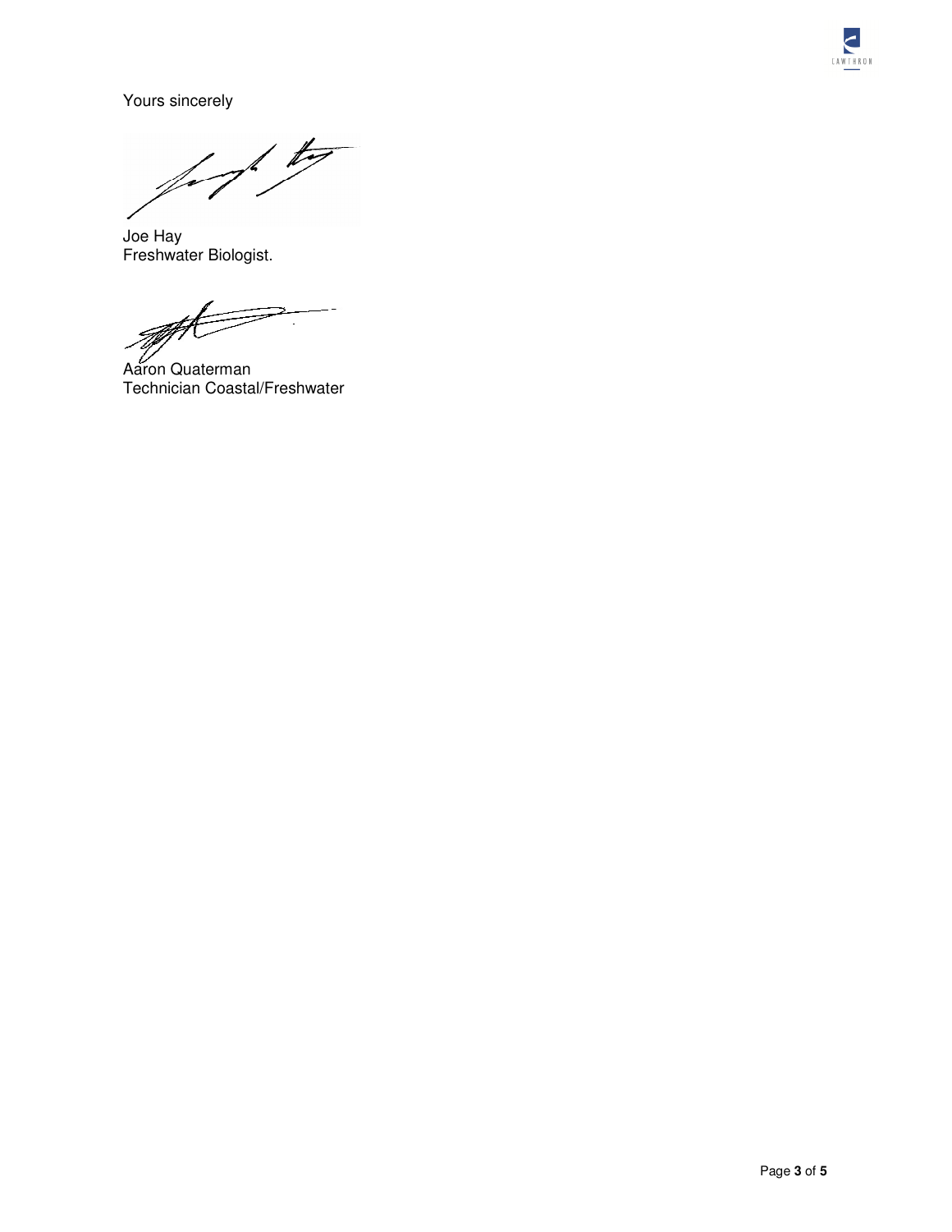Yours sincerely

Joe Hay
Freshwater Biologist.

Aaron Quaterman
Technician Coastal/Freshwater